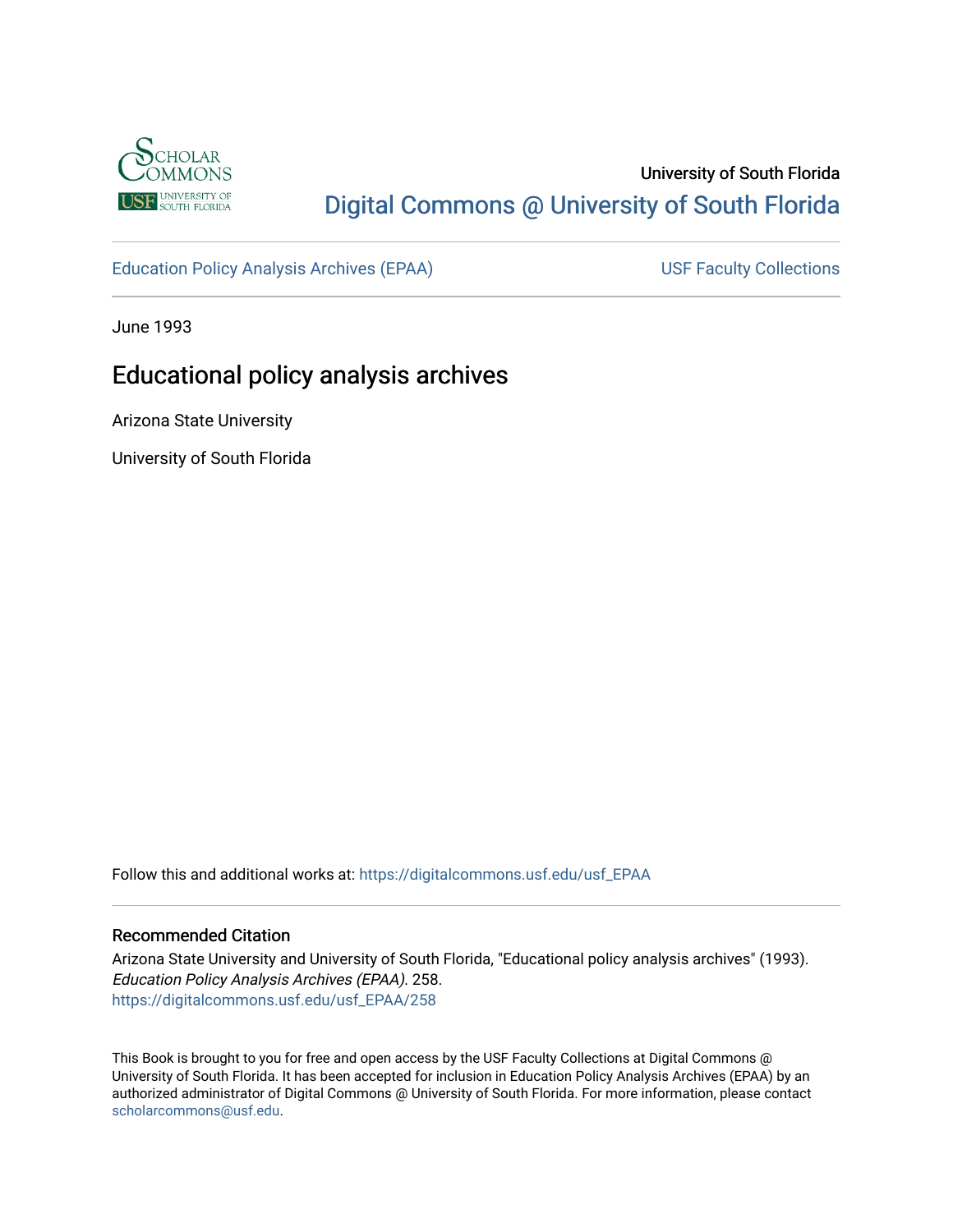University of South Florida

Digital Commons @ University of South Florida

Education Policy Analysis Archives (EPAA)

USF Faculty Collections

June 1993

# Educational policy analysis archives

Arizona State University

University of South Florida

Follow this and additional works at: https://digitalcommons.usf.edu/usf_EPAA

## Recommended Citation

Arizona State University and University of South Florida, "Educational policy analysis archives" (1993). *Education Policy Analysis Archives (EPAA)*. 258.
https://digitalcommons.usf.edu/usf_EPAA/258

This Book is brought to you for free and open access by the USF Faculty Collections at Digital Commons @ University of South Florida. It has been accepted for inclusion in Education Policy Analysis Archives (EPAA) by an authorized administrator of Digital Commons @ University of South Florida. For more information, please contact scholarcommons@usf.edu.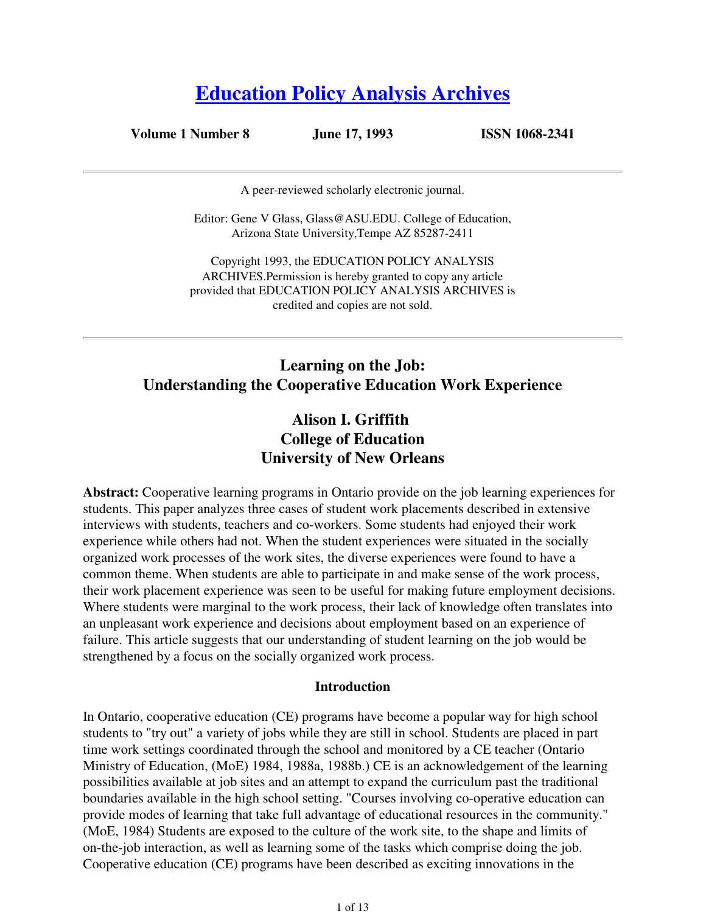# [Education Policy Analysis Archives](#)

**Volume 1 Number 8** **June 17, 1993** **ISSN 1068-2341**

---

A peer-reviewed scholarly electronic journal.

Editor: Gene V Glass, Glass@ASU.EDU. College of Education, Arizona State University,Tempe AZ 85287-2411

Copyright 1993, the EDUCATION POLICY ANALYSIS ARCHIVES.Permission is hereby granted to copy any article provided that EDUCATION POLICY ANALYSIS ARCHIVES is credited and copies are not sold.

---

## Learning on the Job: Understanding the Cooperative Education Work Experience

### Alison I. Griffith
### College of Education
### University of New Orleans

**Abstract:** Cooperative learning programs in Ontario provide on the job learning experiences for students. This paper analyzes three cases of student work placements described in extensive interviews with students, teachers and co-workers. Some students had enjoyed their work experience while others had not. When the student experiences were situated in the socially organized work processes of the work sites, the diverse experiences were found to have a common theme. When students are able to participate in and make sense of the work process, their work placement experience was seen to be useful for making future employment decisions. Where students were marginal to the work process, their lack of knowledge often translates into an unpleasant work experience and decisions about employment based on an experience of failure. This article suggests that our understanding of student learning on the job would be strengthened by a focus on the socially organized work process.

#### Introduction

In Ontario, cooperative education (CE) programs have become a popular way for high school students to "try out" a variety of jobs while they are still in school. Students are placed in part time work settings coordinated through the school and monitored by a CE teacher (Ontario Ministry of Education, (MoE) 1984, 1988a, 1988b.) CE is an acknowledgement of the learning possibilities available at job sites and an attempt to expand the curriculum past the traditional boundaries available in the high school setting. "Courses involving co-operative education can provide modes of learning that take full advantage of educational resources in the community." (MoE, 1984) Students are exposed to the culture of the work site, to the shape and limits of on-the-job interaction, as well as learning some of the tasks which comprise doing the job. Cooperative education (CE) programs have been described as exciting innovations in the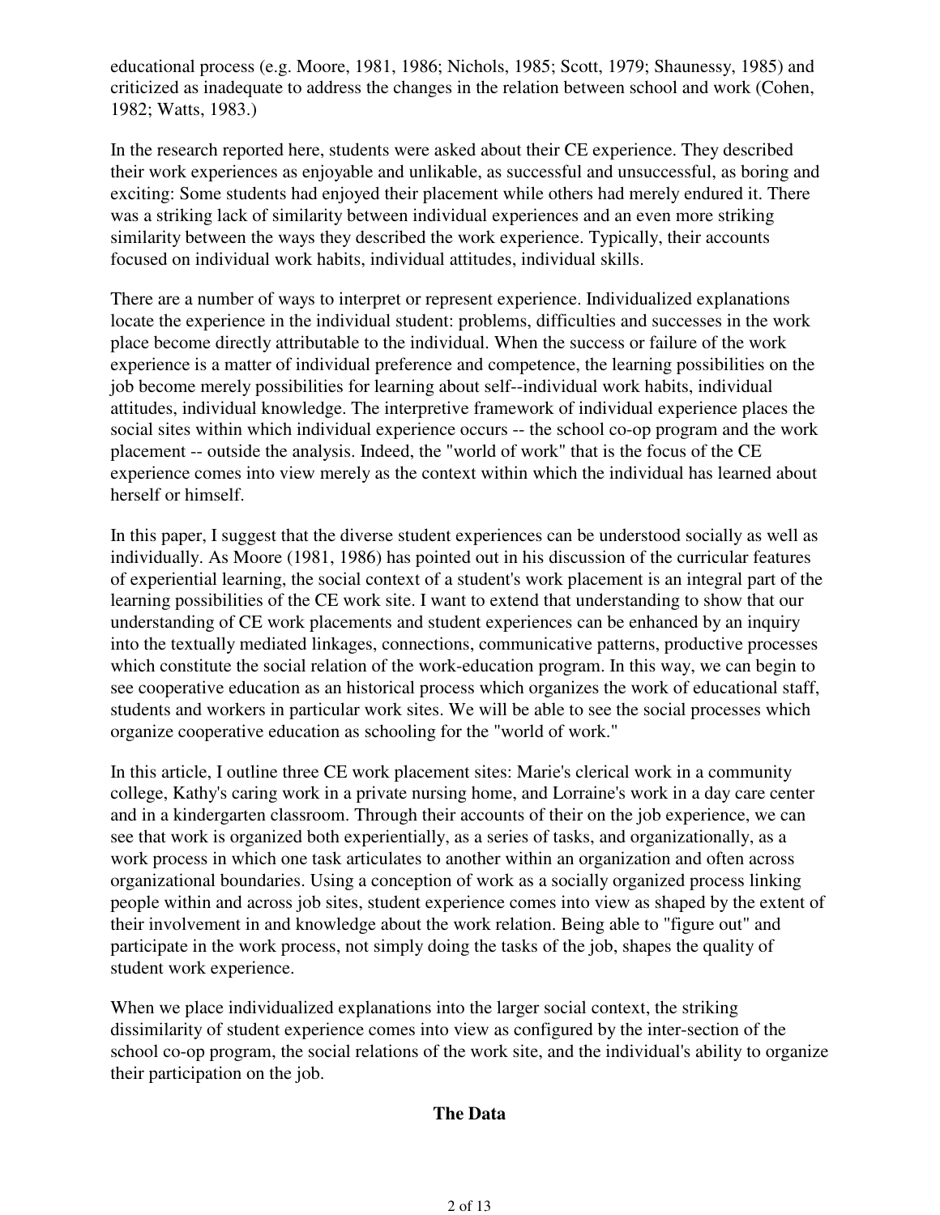educational process (e.g. Moore, 1981, 1986; Nichols, 1985; Scott, 1979; Shaunessy, 1985) and criticized as inadequate to address the changes in the relation between school and work (Cohen, 1982; Watts, 1983.)

In the research reported here, students were asked about their CE experience. They described their work experiences as enjoyable and unlikable, as successful and unsuccessful, as boring and exciting: Some students had enjoyed their placement while others had merely endured it. There was a striking lack of similarity between individual experiences and an even more striking similarity between the ways they described the work experience. Typically, their accounts focused on individual work habits, individual attitudes, individual skills.

There are a number of ways to interpret or represent experience. Individualized explanations locate the experience in the individual student: problems, difficulties and successes in the work place become directly attributable to the individual. When the success or failure of the work experience is a matter of individual preference and competence, the learning possibilities on the job become merely possibilities for learning about self--individual work habits, individual attitudes, individual knowledge. The interpretive framework of individual experience places the social sites within which individual experience occurs -- the school co-op program and the work placement -- outside the analysis. Indeed, the "world of work" that is the focus of the CE experience comes into view merely as the context within which the individual has learned about herself or himself.

In this paper, I suggest that the diverse student experiences can be understood socially as well as individually. As Moore (1981, 1986) has pointed out in his discussion of the curricular features of experiential learning, the social context of a student's work placement is an integral part of the learning possibilities of the CE work site. I want to extend that understanding to show that our understanding of CE work placements and student experiences can be enhanced by an inquiry into the textually mediated linkages, connections, communicative patterns, productive processes which constitute the social relation of the work-education program. In this way, we can begin to see cooperative education as an historical process which organizes the work of educational staff, students and workers in particular work sites. We will be able to see the social processes which organize cooperative education as schooling for the "world of work."

In this article, I outline three CE work placement sites: Marie's clerical work in a community college, Kathy's caring work in a private nursing home, and Lorraine's work in a day care center and in a kindergarten classroom. Through their accounts of their on the job experience, we can see that work is organized both experientially, as a series of tasks, and organizationally, as a work process in which one task articulates to another within an organization and often across organizational boundaries. Using a conception of work as a socially organized process linking people within and across job sites, student experience comes into view as shaped by the extent of their involvement in and knowledge about the work relation. Being able to "figure out" and participate in the work process, not simply doing the tasks of the job, shapes the quality of student work experience.

When we place individualized explanations into the larger social context, the striking dissimilarity of student experience comes into view as configured by the inter-section of the school co-op program, the social relations of the work site, and the individual's ability to organize their participation on the job.

## The Data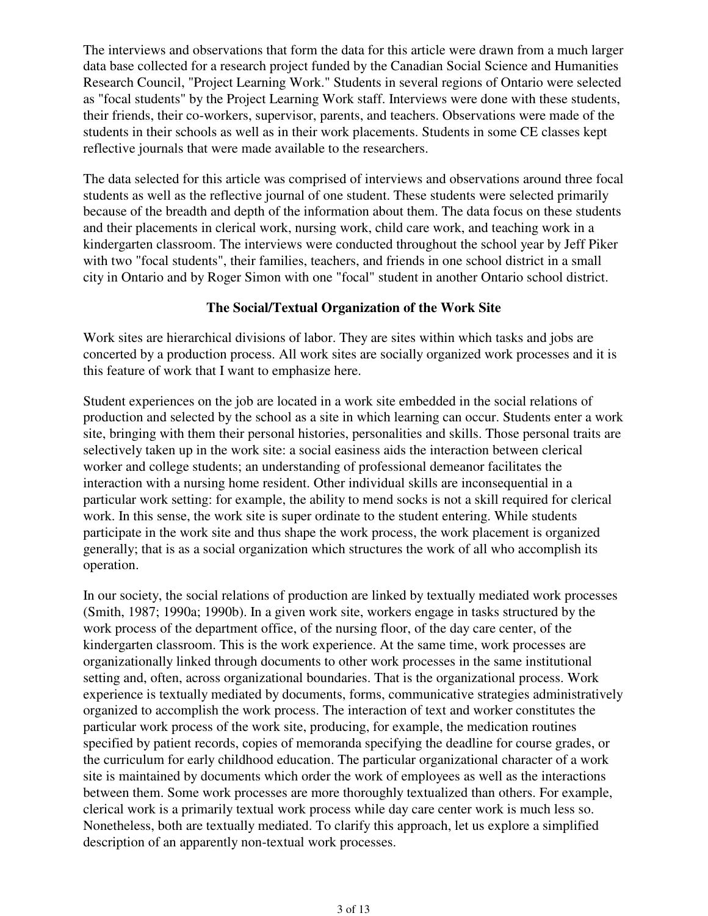The interviews and observations that form the data for this article were drawn from a much larger data base collected for a research project funded by the Canadian Social Science and Humanities Research Council, "Project Learning Work." Students in several regions of Ontario were selected as "focal students" by the Project Learning Work staff. Interviews were done with these students, their friends, their co-workers, supervisor, parents, and teachers. Observations were made of the students in their schools as well as in their work placements. Students in some CE classes kept reflective journals that were made available to the researchers.

The data selected for this article was comprised of interviews and observations around three focal students as well as the reflective journal of one student. These students were selected primarily because of the breadth and depth of the information about them. The data focus on these students and their placements in clerical work, nursing work, child care work, and teaching work in a kindergarten classroom. The interviews were conducted throughout the school year by Jeff Piker with two "focal students", their families, teachers, and friends in one school district in a small city in Ontario and by Roger Simon with one "focal" student in another Ontario school district.

### The Social/Textual Organization of the Work Site

Work sites are hierarchical divisions of labor. They are sites within which tasks and jobs are concerted by a production process. All work sites are socially organized work processes and it is this feature of work that I want to emphasize here.

Student experiences on the job are located in a work site embedded in the social relations of production and selected by the school as a site in which learning can occur. Students enter a work site, bringing with them their personal histories, personalities and skills. Those personal traits are selectively taken up in the work site: a social easiness aids the interaction between clerical worker and college students; an understanding of professional demeanor facilitates the interaction with a nursing home resident. Other individual skills are inconsequential in a particular work setting: for example, the ability to mend socks is not a skill required for clerical work. In this sense, the work site is super ordinate to the student entering. While students participate in the work site and thus shape the work process, the work placement is organized generally; that is as a social organization which structures the work of all who accomplish its operation.

In our society, the social relations of production are linked by textually mediated work processes (Smith, 1987; 1990a; 1990b). In a given work site, workers engage in tasks structured by the work process of the department office, of the nursing floor, of the day care center, of the kindergarten classroom. This is the work experience. At the same time, work processes are organizationally linked through documents to other work processes in the same institutional setting and, often, across organizational boundaries. That is the organizational process. Work experience is textually mediated by documents, forms, communicative strategies administratively organized to accomplish the work process. The interaction of text and worker constitutes the particular work process of the work site, producing, for example, the medication routines specified by patient records, copies of memoranda specifying the deadline for course grades, or the curriculum for early childhood education. The particular organizational character of a work site is maintained by documents which order the work of employees as well as the interactions between them. Some work processes are more thoroughly textualized than others. For example, clerical work is a primarily textual work process while day care center work is much less so. Nonetheless, both are textually mediated. To clarify this approach, let us explore a simplified description of an apparently non-textual work processes.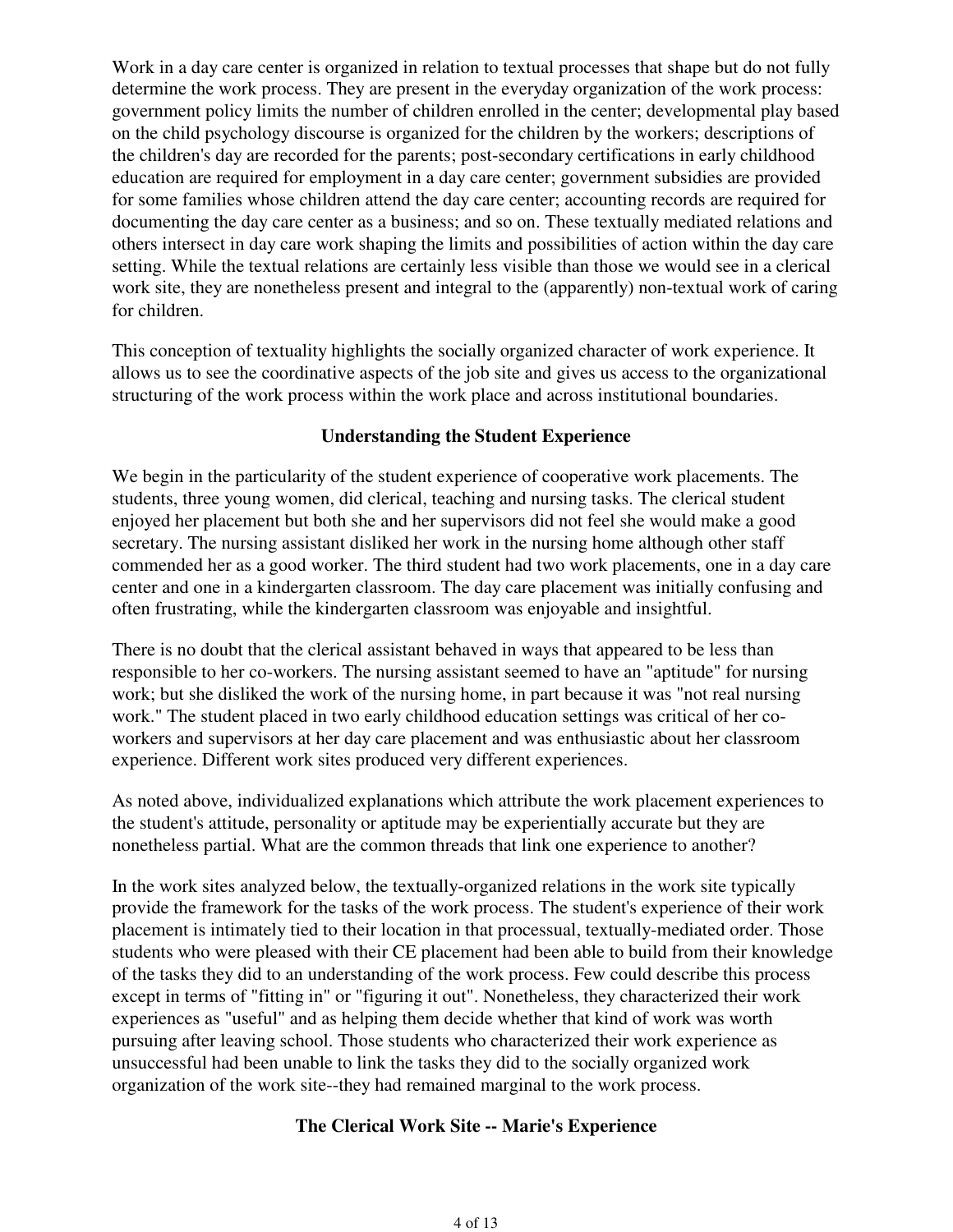Work in a day care center is organized in relation to textual processes that shape but do not fully determine the work process. They are present in the everyday organization of the work process: government policy limits the number of children enrolled in the center; developmental play based on the child psychology discourse is organized for the children by the workers; descriptions of the children's day are recorded for the parents; post-secondary certifications in early childhood education are required for employment in a day care center; government subsidies are provided for some families whose children attend the day care center; accounting records are required for documenting the day care center as a business; and so on. These textually mediated relations and others intersect in day care work shaping the limits and possibilities of action within the day care setting. While the textual relations are certainly less visible than those we would see in a clerical work site, they are nonetheless present and integral to the (apparently) non-textual work of caring for children.

This conception of textuality highlights the socially organized character of work experience. It allows us to see the coordinative aspects of the job site and gives us access to the organizational structuring of the work process within the work place and across institutional boundaries.

## Understanding the Student Experience

We begin in the particularity of the student experience of cooperative work placements. The students, three young women, did clerical, teaching and nursing tasks. The clerical student enjoyed her placement but both she and her supervisors did not feel she would make a good secretary. The nursing assistant disliked her work in the nursing home although other staff commended her as a good worker. The third student had two work placements, one in a day care center and one in a kindergarten classroom. The day care placement was initially confusing and often frustrating, while the kindergarten classroom was enjoyable and insightful.

There is no doubt that the clerical assistant behaved in ways that appeared to be less than responsible to her co-workers. The nursing assistant seemed to have an "aptitude" for nursing work; but she disliked the work of the nursing home, in part because it was "not real nursing work." The student placed in two early childhood education settings was critical of her co-workers and supervisors at her day care placement and was enthusiastic about her classroom experience. Different work sites produced very different experiences.

As noted above, individualized explanations which attribute the work placement experiences to the student's attitude, personality or aptitude may be experientially accurate but they are nonetheless partial. What are the common threads that link one experience to another?

In the work sites analyzed below, the textually-organized relations in the work site typically provide the framework for the tasks of the work process. The student's experience of their work placement is intimately tied to their location in that processual, textually-mediated order. Those students who were pleased with their CE placement had been able to build from their knowledge of the tasks they did to an understanding of the work process. Few could describe this process except in terms of "fitting in" or "figuring it out". Nonetheless, they characterized their work experiences as "useful" and as helping them decide whether that kind of work was worth pursuing after leaving school. Those students who characterized their work experience as unsuccessful had been unable to link the tasks they did to the socially organized work organization of the work site--they had remained marginal to the work process.

## The Clerical Work Site -- Marie's Experience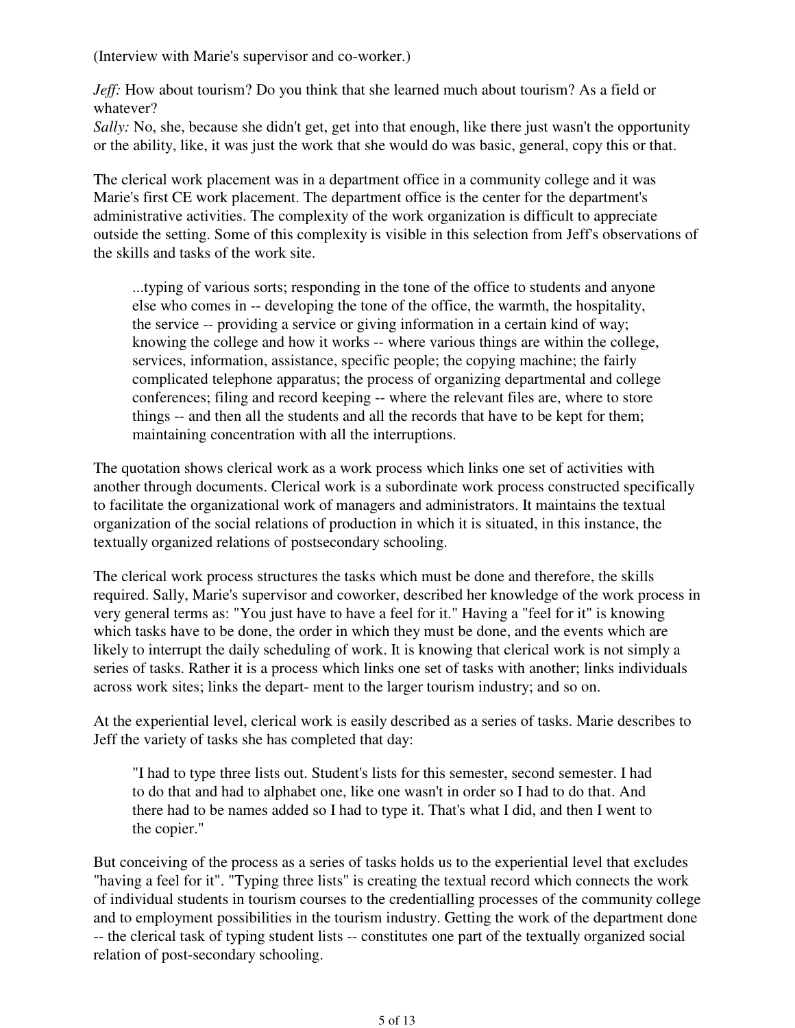(Interview with Marie's supervisor and co-worker.)

*Jeff:* How about tourism? Do you think that she learned much about tourism? As a field or whatever?
*Sally:* No, she, because she didn't get, get into that enough, like there just wasn't the opportunity or the ability, like, it was just the work that she would do was basic, general, copy this or that.

The clerical work placement was in a department office in a community college and it was Marie's first CE work placement. The department office is the center for the department's administrative activities. The complexity of the work organization is difficult to appreciate outside the setting. Some of this complexity is visible in this selection from Jeff's observations of the skills and tasks of the work site.

> ...typing of various sorts; responding in the tone of the office to students and anyone else who comes in -- developing the tone of the office, the warmth, the hospitality, the service -- providing a service or giving information in a certain kind of way; knowing the college and how it works -- where various things are within the college, services, information, assistance, specific people; the copying machine; the fairly complicated telephone apparatus; the process of organizing departmental and college conferences; filing and record keeping -- where the relevant files are, where to store things -- and then all the students and all the records that have to be kept for them; maintaining concentration with all the interruptions.

The quotation shows clerical work as a work process which links one set of activities with another through documents. Clerical work is a subordinate work process constructed specifically to facilitate the organizational work of managers and administrators. It maintains the textual organization of the social relations of production in which it is situated, in this instance, the textually organized relations of postsecondary schooling.

The clerical work process structures the tasks which must be done and therefore, the skills required. Sally, Marie's supervisor and coworker, described her knowledge of the work process in very general terms as: "You just have to have a feel for it." Having a "feel for it" is knowing which tasks have to be done, the order in which they must be done, and the events which are likely to interrupt the daily scheduling of work. It is knowing that clerical work is not simply a series of tasks. Rather it is a process which links one set of tasks with another; links individuals across work sites; links the depart- ment to the larger tourism industry; and so on.

At the experiential level, clerical work is easily described as a series of tasks. Marie describes to Jeff the variety of tasks she has completed that day:

> "I had to type three lists out. Student's lists for this semester, second semester. I had to do that and had to alphabet one, like one wasn't in order so I had to do that. And there had to be names added so I had to type it. That's what I did, and then I went to the copier."

But conceiving of the process as a series of tasks holds us to the experiential level that excludes "having a feel for it". "Typing three lists" is creating the textual record which connects the work of individual students in tourism courses to the credentialling processes of the community college and to employment possibilities in the tourism industry. Getting the work of the department done -- the clerical task of typing student lists -- constitutes one part of the textually organized social relation of post-secondary schooling.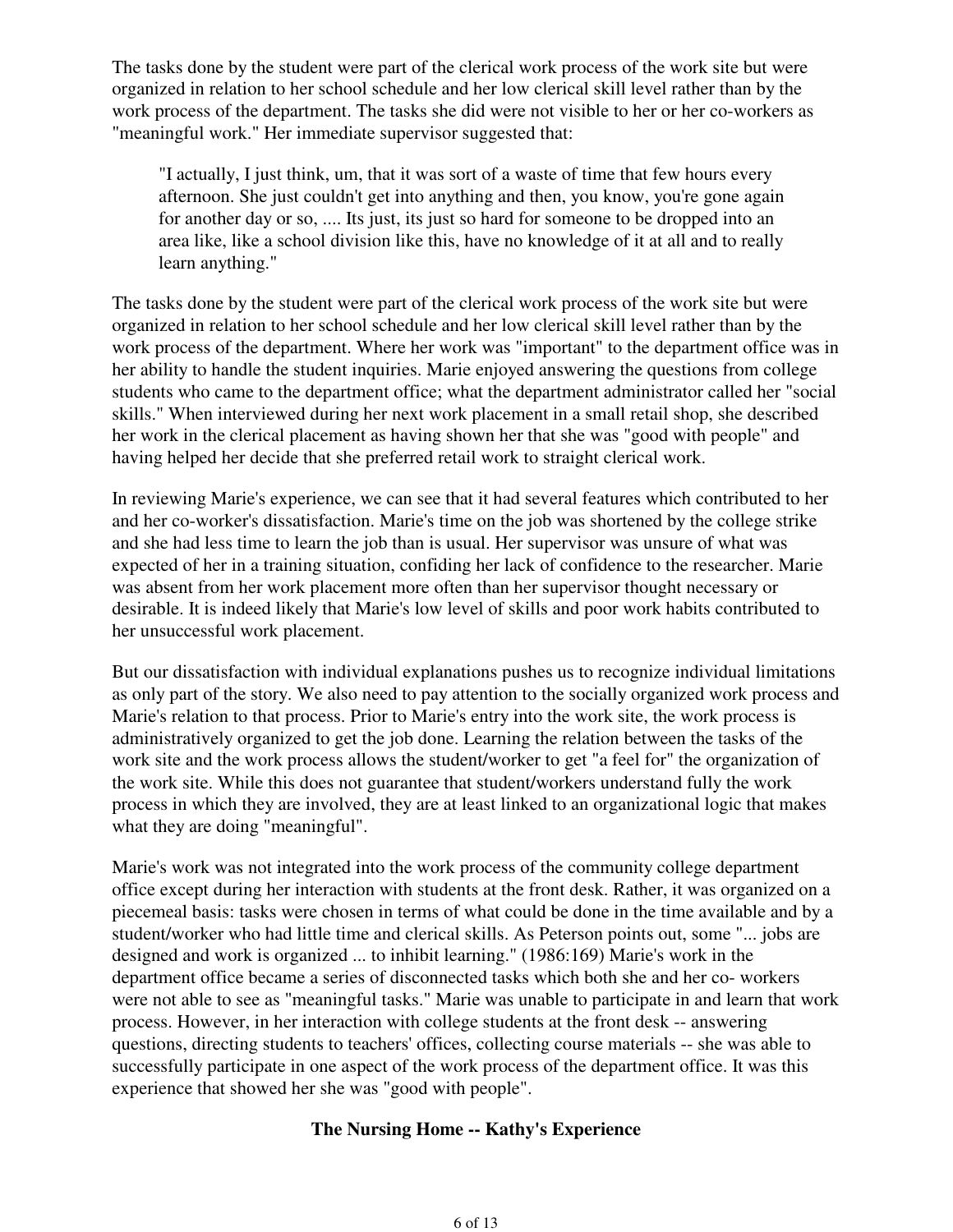The tasks done by the student were part of the clerical work process of the work site but were organized in relation to her school schedule and her low clerical skill level rather than by the work process of the department. The tasks she did were not visible to her or her co-workers as "meaningful work." Her immediate supervisor suggested that:

> "I actually, I just think, um, that it was sort of a waste of time that few hours every afternoon. She just couldn't get into anything and then, you know, you're gone again for another day or so, .... Its just, its just so hard for someone to be dropped into an area like, like a school division like this, have no knowledge of it at all and to really learn anything."

The tasks done by the student were part of the clerical work process of the work site but were organized in relation to her school schedule and her low clerical skill level rather than by the work process of the department. Where her work was "important" to the department office was in her ability to handle the student inquiries. Marie enjoyed answering the questions from college students who came to the department office; what the department administrator called her "social skills." When interviewed during her next work placement in a small retail shop, she described her work in the clerical placement as having shown her that she was "good with people" and having helped her decide that she preferred retail work to straight clerical work.

In reviewing Marie's experience, we can see that it had several features which contributed to her and her co-worker's dissatisfaction. Marie's time on the job was shortened by the college strike and she had less time to learn the job than is usual. Her supervisor was unsure of what was expected of her in a training situation, confiding her lack of confidence to the researcher. Marie was absent from her work placement more often than her supervisor thought necessary or desirable. It is indeed likely that Marie's low level of skills and poor work habits contributed to her unsuccessful work placement.

But our dissatisfaction with individual explanations pushes us to recognize individual limitations as only part of the story. We also need to pay attention to the socially organized work process and Marie's relation to that process. Prior to Marie's entry into the work site, the work process is administratively organized to get the job done. Learning the relation between the tasks of the work site and the work process allows the student/worker to get "a feel for" the organization of the work site. While this does not guarantee that student/workers understand fully the work process in which they are involved, they are at least linked to an organizational logic that makes what they are doing "meaningful".

Marie's work was not integrated into the work process of the community college department office except during her interaction with students at the front desk. Rather, it was organized on a piecemeal basis: tasks were chosen in terms of what could be done in the time available and by a student/worker who had little time and clerical skills. As Peterson points out, some "... jobs are designed and work is organized ... to inhibit learning." (1986:169) Marie's work in the department office became a series of disconnected tasks which both she and her co- workers were not able to see as "meaningful tasks." Marie was unable to participate in and learn that work process. However, in her interaction with college students at the front desk -- answering questions, directing students to teachers' offices, collecting course materials -- she was able to successfully participate in one aspect of the work process of the department office. It was this experience that showed her she was "good with people".

### The Nursing Home -- Kathy's Experience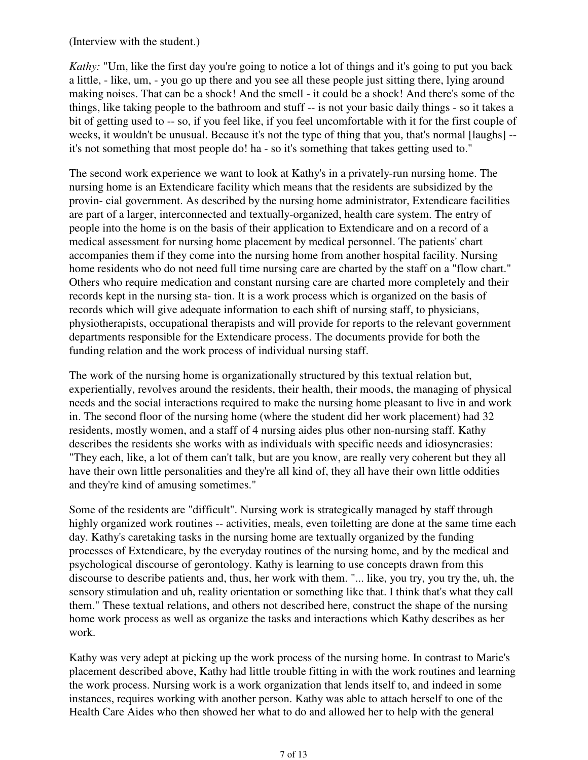(Interview with the student.)

*Kathy:* "Um, like the first day you're going to notice a lot of things and it's going to put you back a little, - like, um, - you go up there and you see all these people just sitting there, lying around making noises. That can be a shock! And the smell - it could be a shock! And there's some of the things, like taking people to the bathroom and stuff -- is not your basic daily things - so it takes a bit of getting used to -- so, if you feel like, if you feel uncomfortable with it for the first couple of weeks, it wouldn't be unusual. Because it's not the type of thing that you, that's normal [laughs] -- it's not something that most people do! ha - so it's something that takes getting used to."

The second work experience we want to look at Kathy's in a privately-run nursing home. The nursing home is an Extendicare facility which means that the residents are subsidized by the provin- cial government. As described by the nursing home administrator, Extendicare facilities are part of a larger, interconnected and textually-organized, health care system. The entry of people into the home is on the basis of their application to Extendicare and on a record of a medical assessment for nursing home placement by medical personnel. The patients' chart accompanies them if they come into the nursing home from another hospital facility. Nursing home residents who do not need full time nursing care are charted by the staff on a "flow chart." Others who require medication and constant nursing care are charted more completely and their records kept in the nursing sta- tion. It is a work process which is organized on the basis of records which will give adequate information to each shift of nursing staff, to physicians, physiotherapists, occupational therapists and will provide for reports to the relevant government departments responsible for the Extendicare process. The documents provide for both the funding relation and the work process of individual nursing staff.

The work of the nursing home is organizationally structured by this textual relation but, experientially, revolves around the residents, their health, their moods, the managing of physical needs and the social interactions required to make the nursing home pleasant to live in and work in. The second floor of the nursing home (where the student did her work placement) had 32 residents, mostly women, and a staff of 4 nursing aides plus other non-nursing staff. Kathy describes the residents she works with as individuals with specific needs and idiosyncrasies: "They each, like, a lot of them can't talk, but are you know, are really very coherent but they all have their own little personalities and they're all kind of, they all have their own little oddities and they're kind of amusing sometimes."

Some of the residents are "difficult". Nursing work is strategically managed by staff through highly organized work routines -- activities, meals, even toiletting are done at the same time each day. Kathy's caretaking tasks in the nursing home are textually organized by the funding processes of Extendicare, by the everyday routines of the nursing home, and by the medical and psychological discourse of gerontology. Kathy is learning to use concepts drawn from this discourse to describe patients and, thus, her work with them. "... like, you try, you try the, uh, the sensory stimulation and uh, reality orientation or something like that. I think that's what they call them." These textual relations, and others not described here, construct the shape of the nursing home work process as well as organize the tasks and interactions which Kathy describes as her work.

Kathy was very adept at picking up the work process of the nursing home. In contrast to Marie's placement described above, Kathy had little trouble fitting in with the work routines and learning the work process. Nursing work is a work organization that lends itself to, and indeed in some instances, requires working with another person. Kathy was able to attach herself to one of the Health Care Aides who then showed her what to do and allowed her to help with the general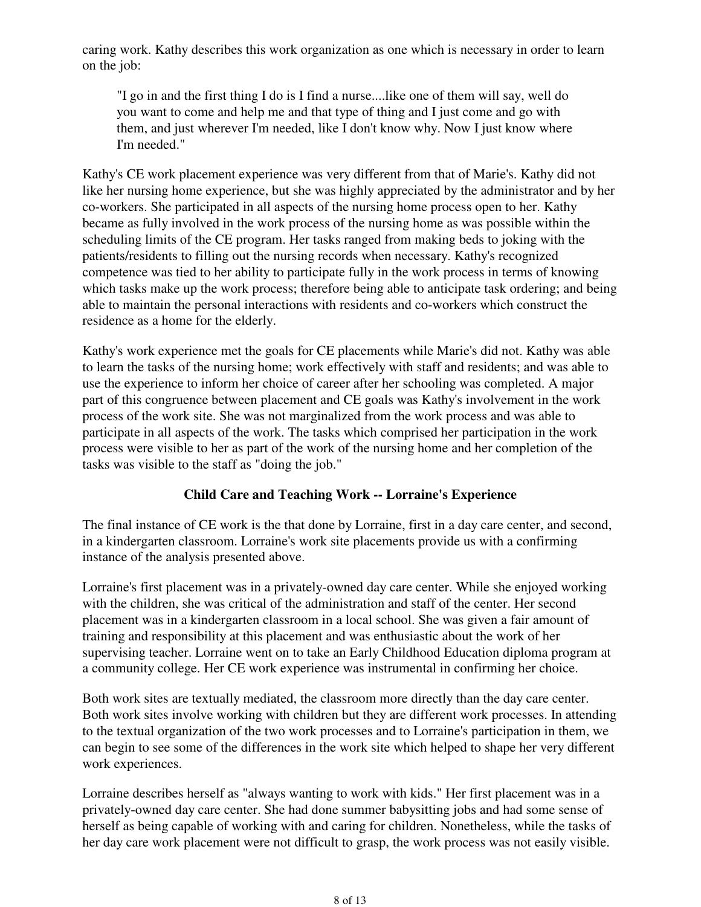caring work. Kathy describes this work organization as one which is necessary in order to learn on the job:

> "I go in and the first thing I do is I find a nurse....like one of them will say, well do you want to come and help me and that type of thing and I just come and go with them, and just wherever I'm needed, like I don't know why. Now I just know where I'm needed."

Kathy's CE work placement experience was very different from that of Marie's. Kathy did not like her nursing home experience, but she was highly appreciated by the administrator and by her co-workers. She participated in all aspects of the nursing home process open to her. Kathy became as fully involved in the work process of the nursing home as was possible within the scheduling limits of the CE program. Her tasks ranged from making beds to joking with the patients/residents to filling out the nursing records when necessary. Kathy's recognized competence was tied to her ability to participate fully in the work process in terms of knowing which tasks make up the work process; therefore being able to anticipate task ordering; and being able to maintain the personal interactions with residents and co-workers which construct the residence as a home for the elderly.

Kathy's work experience met the goals for CE placements while Marie's did not. Kathy was able to learn the tasks of the nursing home; work effectively with staff and residents; and was able to use the experience to inform her choice of career after her schooling was completed. A major part of this congruence between placement and CE goals was Kathy's involvement in the work process of the work site. She was not marginalized from the work process and was able to participate in all aspects of the work. The tasks which comprised her participation in the work process were visible to her as part of the work of the nursing home and her completion of the tasks was visible to the staff as "doing the job."

### Child Care and Teaching Work -- Lorraine's Experience

The final instance of CE work is the that done by Lorraine, first in a day care center, and second, in a kindergarten classroom. Lorraine's work site placements provide us with a confirming instance of the analysis presented above.

Lorraine's first placement was in a privately-owned day care center. While she enjoyed working with the children, she was critical of the administration and staff of the center. Her second placement was in a kindergarten classroom in a local school. She was given a fair amount of training and responsibility at this placement and was enthusiastic about the work of her supervising teacher. Lorraine went on to take an Early Childhood Education diploma program at a community college. Her CE work experience was instrumental in confirming her choice.

Both work sites are textually mediated, the classroom more directly than the day care center. Both work sites involve working with children but they are different work processes. In attending to the textual organization of the two work processes and to Lorraine's participation in them, we can begin to see some of the differences in the work site which helped to shape her very different work experiences.

Lorraine describes herself as "always wanting to work with kids." Her first placement was in a privately-owned day care center. She had done summer babysitting jobs and had some sense of herself as being capable of working with and caring for children. Nonetheless, while the tasks of her day care work placement were not difficult to grasp, the work process was not easily visible.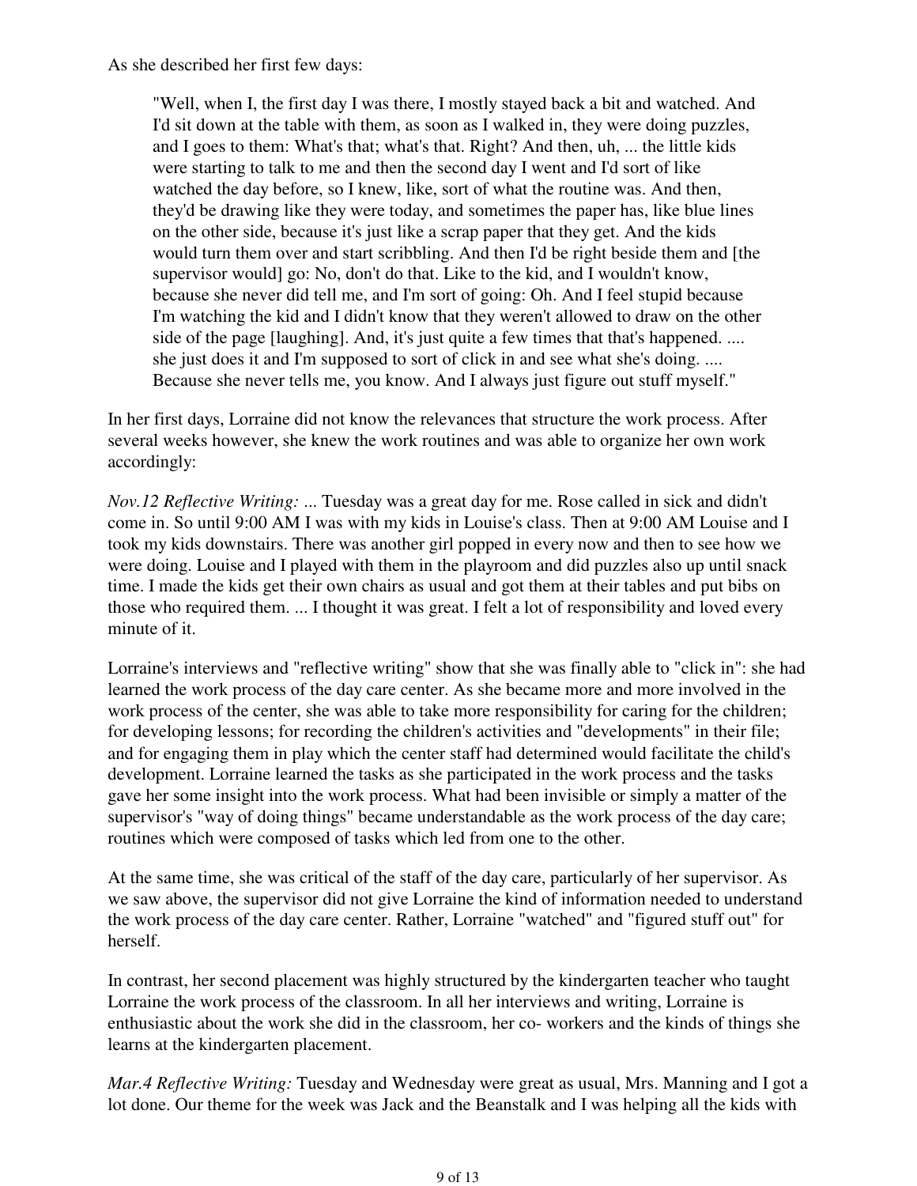As she described her first few days:

> "Well, when I, the first day I was there, I mostly stayed back a bit and watched. And I'd sit down at the table with them, as soon as I walked in, they were doing puzzles, and I goes to them: What's that; what's that. Right? And then, uh, ... the little kids were starting to talk to me and then the second day I went and I'd sort of like watched the day before, so I knew, like, sort of what the routine was. And then, they'd be drawing like they were today, and sometimes the paper has, like blue lines on the other side, because it's just like a scrap paper that they get. And the kids would turn them over and start scribbling. And then I'd be right beside them and [the supervisor would] go: No, don't do that. Like to the kid, and I wouldn't know, because she never did tell me, and I'm sort of going: Oh. And I feel stupid because I'm watching the kid and I didn't know that they weren't allowed to draw on the other side of the page [laughing]. And, it's just quite a few times that that's happened. .... she just does it and I'm supposed to sort of click in and see what she's doing. .... Because she never tells me, you know. And I always just figure out stuff myself."

In her first days, Lorraine did not know the relevances that structure the work process. After several weeks however, she knew the work routines and was able to organize her own work accordingly:

*Nov.12 Reflective Writing:* ... Tuesday was a great day for me. Rose called in sick and didn't come in. So until 9:00 AM I was with my kids in Louise's class. Then at 9:00 AM Louise and I took my kids downstairs. There was another girl popped in every now and then to see how we were doing. Louise and I played with them in the playroom and did puzzles also up until snack time. I made the kids get their own chairs as usual and got them at their tables and put bibs on those who required them. ... I thought it was great. I felt a lot of responsibility and loved every minute of it.

Lorraine's interviews and "reflective writing" show that she was finally able to "click in": she had learned the work process of the day care center. As she became more and more involved in the work process of the center, she was able to take more responsibility for caring for the children; for developing lessons; for recording the children's activities and "developments" in their file; and for engaging them in play which the center staff had determined would facilitate the child's development. Lorraine learned the tasks as she participated in the work process and the tasks gave her some insight into the work process. What had been invisible or simply a matter of the supervisor's "way of doing things" became understandable as the work process of the day care; routines which were composed of tasks which led from one to the other.

At the same time, she was critical of the staff of the day care, particularly of her supervisor. As we saw above, the supervisor did not give Lorraine the kind of information needed to understand the work process of the day care center. Rather, Lorraine "watched" and "figured stuff out" for herself.

In contrast, her second placement was highly structured by the kindergarten teacher who taught Lorraine the work process of the classroom. In all her interviews and writing, Lorraine is enthusiastic about the work she did in the classroom, her co- workers and the kinds of things she learns at the kindergarten placement.

*Mar.4 Reflective Writing:* Tuesday and Wednesday were great as usual, Mrs. Manning and I got a lot done. Our theme for the week was Jack and the Beanstalk and I was helping all the kids with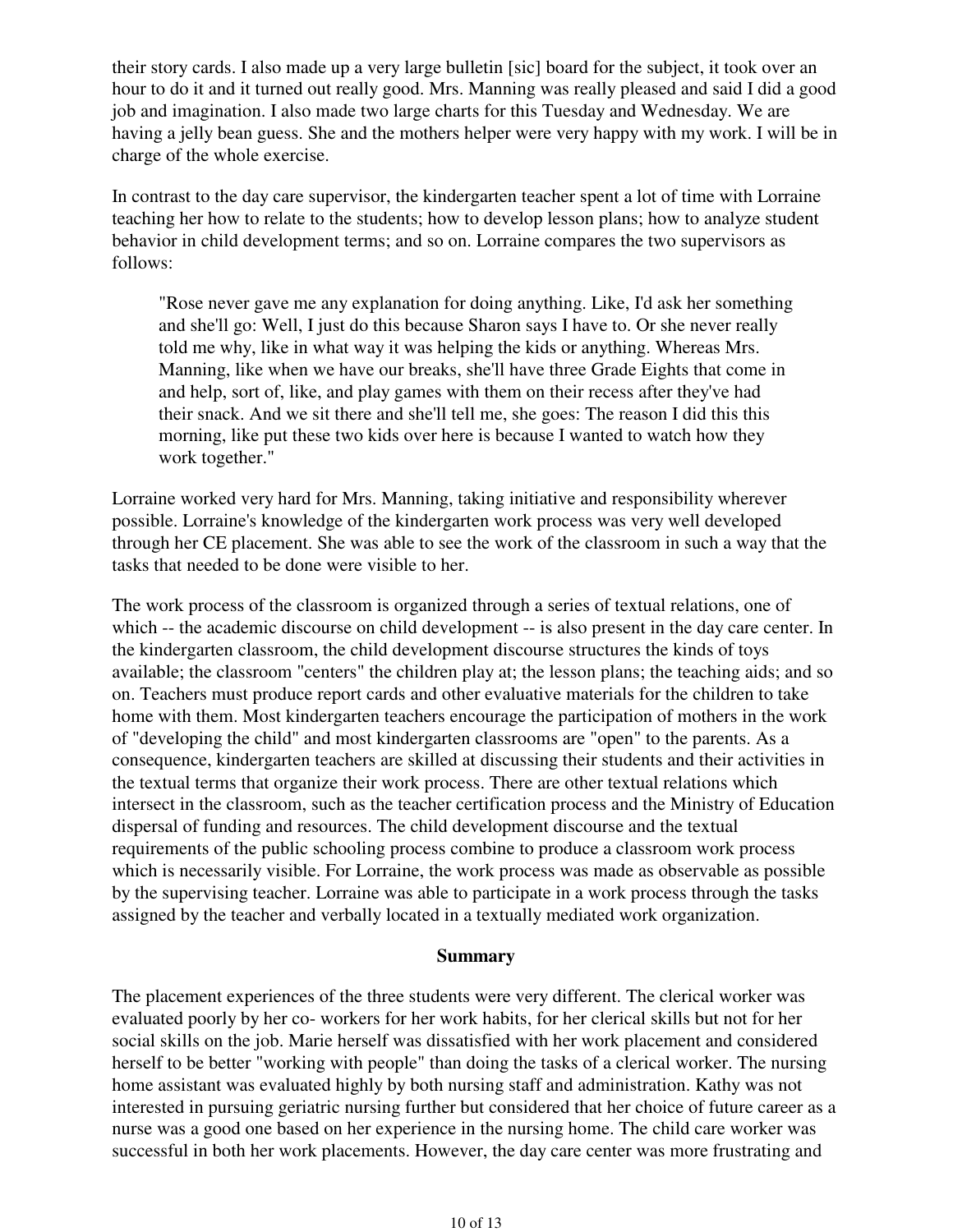their story cards. I also made up a very large bulletin [sic] board for the subject, it took over an hour to do it and it turned out really good. Mrs. Manning was really pleased and said I did a good job and imagination. I also made two large charts for this Tuesday and Wednesday. We are having a jelly bean guess. She and the mothers helper were very happy with my work. I will be in charge of the whole exercise.

In contrast to the day care supervisor, the kindergarten teacher spent a lot of time with Lorraine teaching her how to relate to the students; how to develop lesson plans; how to analyze student behavior in child development terms; and so on. Lorraine compares the two supervisors as follows:

> "Rose never gave me any explanation for doing anything. Like, I'd ask her something and she'll go: Well, I just do this because Sharon says I have to. Or she never really told me why, like in what way it was helping the kids or anything. Whereas Mrs. Manning, like when we have our breaks, she'll have three Grade Eights that come in and help, sort of, like, and play games with them on their recess after they've had their snack. And we sit there and she'll tell me, she goes: The reason I did this this morning, like put these two kids over here is because I wanted to watch how they work together."

Lorraine worked very hard for Mrs. Manning, taking initiative and responsibility wherever possible. Lorraine's knowledge of the kindergarten work process was very well developed through her CE placement. She was able to see the work of the classroom in such a way that the tasks that needed to be done were visible to her.

The work process of the classroom is organized through a series of textual relations, one of which -- the academic discourse on child development -- is also present in the day care center. In the kindergarten classroom, the child development discourse structures the kinds of toys available; the classroom "centers" the children play at; the lesson plans; the teaching aids; and so on. Teachers must produce report cards and other evaluative materials for the children to take home with them. Most kindergarten teachers encourage the participation of mothers in the work of "developing the child" and most kindergarten classrooms are "open" to the parents. As a consequence, kindergarten teachers are skilled at discussing their students and their activities in the textual terms that organize their work process. There are other textual relations which intersect in the classroom, such as the teacher certification process and the Ministry of Education dispersal of funding and resources. The child development discourse and the textual requirements of the public schooling process combine to produce a classroom work process which is necessarily visible. For Lorraine, the work process was made as observable as possible by the supervising teacher. Lorraine was able to participate in a work process through the tasks assigned by the teacher and verbally located in a textually mediated work organization.

## Summary

The placement experiences of the three students were very different. The clerical worker was evaluated poorly by her co- workers for her work habits, for her clerical skills but not for her social skills on the job. Marie herself was dissatisfied with her work placement and considered herself to be better "working with people" than doing the tasks of a clerical worker. The nursing home assistant was evaluated highly by both nursing staff and administration. Kathy was not interested in pursuing geriatric nursing further but considered that her choice of future career as a nurse was a good one based on her experience in the nursing home. The child care worker was successful in both her work placements. However, the day care center was more frustrating and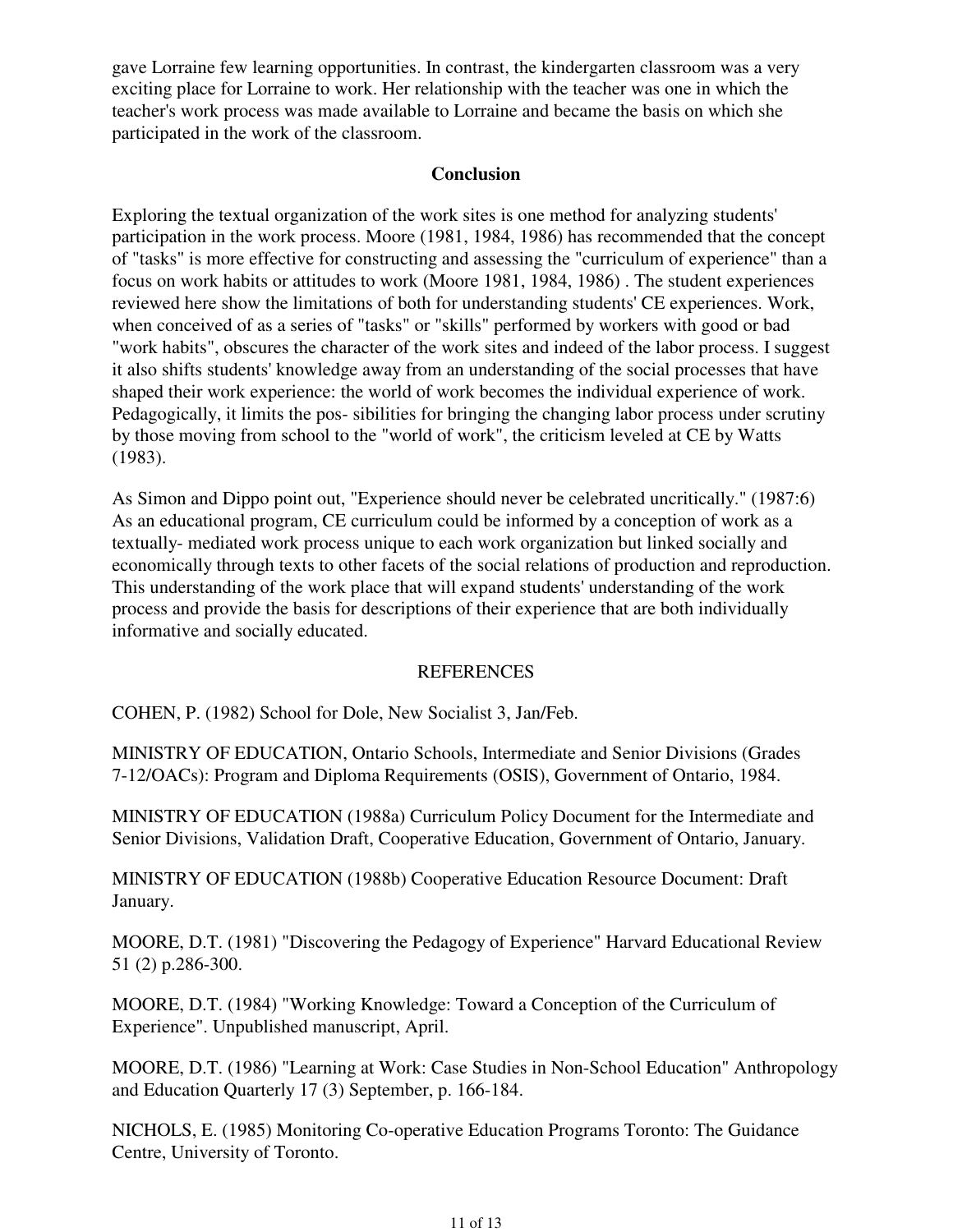gave Lorraine few learning opportunities. In contrast, the kindergarten classroom was a very exciting place for Lorraine to work. Her relationship with the teacher was one in which the teacher's work process was made available to Lorraine and became the basis on which she participated in the work of the classroom.

## Conclusion

Exploring the textual organization of the work sites is one method for analyzing students' participation in the work process. Moore (1981, 1984, 1986) has recommended that the concept of "tasks" is more effective for constructing and assessing the "curriculum of experience" than a focus on work habits or attitudes to work (Moore 1981, 1984, 1986) . The student experiences reviewed here show the limitations of both for understanding students' CE experiences. Work, when conceived of as a series of "tasks" or "skills" performed by workers with good or bad "work habits", obscures the character of the work sites and indeed of the labor process. I suggest it also shifts students' knowledge away from an understanding of the social processes that have shaped their work experience: the world of work becomes the individual experience of work. Pedagogically, it limits the pos- sibilities for bringing the changing labor process under scrutiny by those moving from school to the "world of work", the criticism leveled at CE by Watts (1983).

As Simon and Dippo point out, "Experience should never be celebrated uncritically." (1987:6) As an educational program, CE curriculum could be informed by a conception of work as a textually- mediated work process unique to each work organization but linked socially and economically through texts to other facets of the social relations of production and reproduction. This understanding of the work place that will expand students' understanding of the work process and provide the basis for descriptions of their experience that are both individually informative and socially educated.

## REFERENCES

COHEN, P. (1982) School for Dole, New Socialist 3, Jan/Feb.

MINISTRY OF EDUCATION, Ontario Schools, Intermediate and Senior Divisions (Grades 7-12/OACs): Program and Diploma Requirements (OSIS), Government of Ontario, 1984.

MINISTRY OF EDUCATION (1988a) Curriculum Policy Document for the Intermediate and Senior Divisions, Validation Draft, Cooperative Education, Government of Ontario, January.

MINISTRY OF EDUCATION (1988b) Cooperative Education Resource Document: Draft January.

MOORE, D.T. (1981) "Discovering the Pedagogy of Experience" Harvard Educational Review 51 (2) p.286-300.

MOORE, D.T. (1984) "Working Knowledge: Toward a Conception of the Curriculum of Experience". Unpublished manuscript, April.

MOORE, D.T. (1986) "Learning at Work: Case Studies in Non-School Education" Anthropology and Education Quarterly 17 (3) September, p. 166-184.

NICHOLS, E. (1985) Monitoring Co-operative Education Programs Toronto: The Guidance Centre, University of Toronto.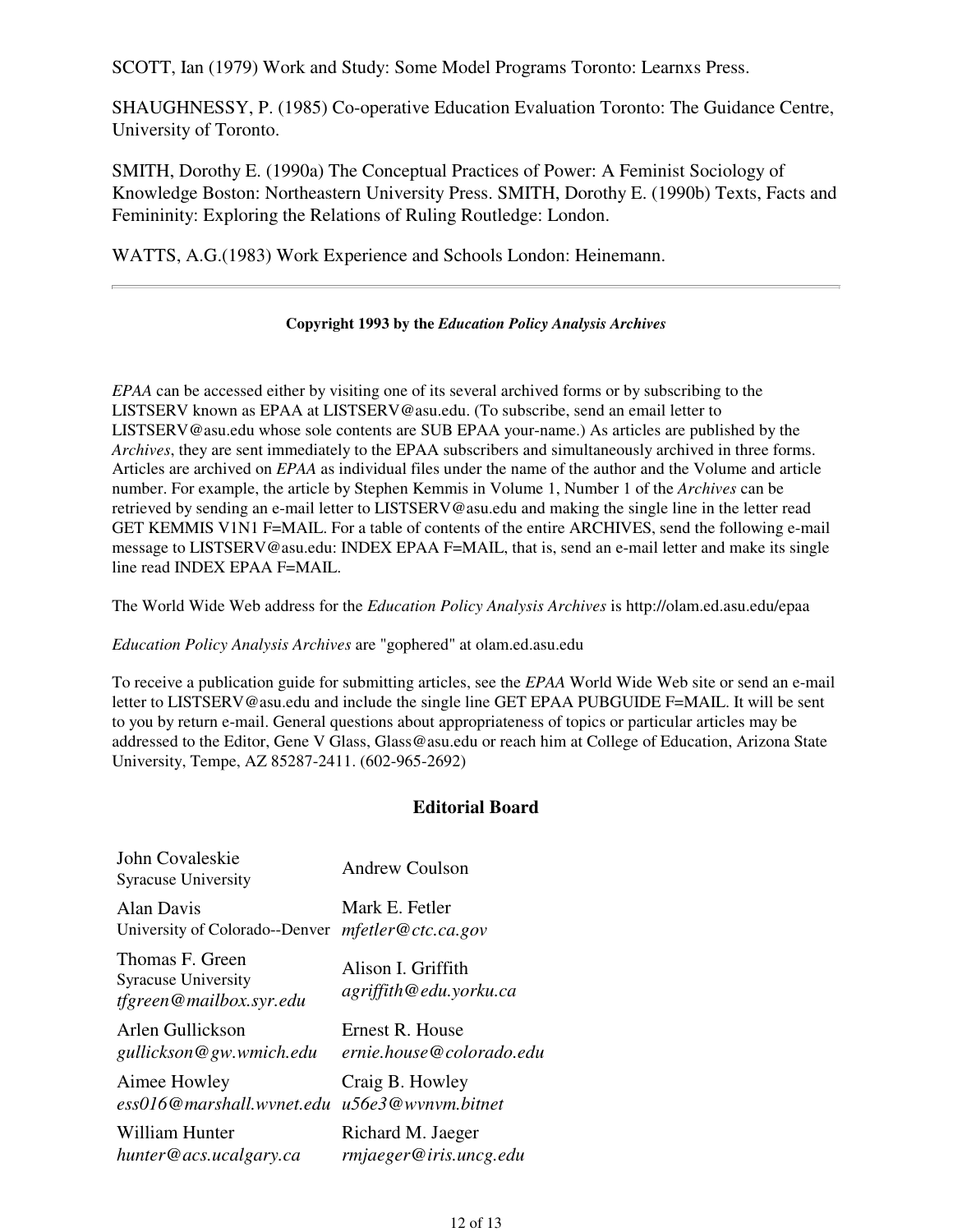SCOTT, Ian (1979) Work and Study: Some Model Programs Toronto: Learnxs Press.

SHAUGHNESSY, P. (1985) Co-operative Education Evaluation Toronto: The Guidance Centre, University of Toronto.

SMITH, Dorothy E. (1990a) The Conceptual Practices of Power: A Feminist Sociology of Knowledge Boston: Northeastern University Press. SMITH, Dorothy E. (1990b) Texts, Facts and Femininity: Exploring the Relations of Ruling Routledge: London.

WATTS, A.G.(1983) Work Experience and Schools London: Heinemann.

---

**Copyright 1993 by the *Education Policy Analysis Archives***

*EPAA* can be accessed either by visiting one of its several archived forms or by subscribing to the LISTSERV known as EPAA at LISTSERV@asu.edu. (To subscribe, send an email letter to LISTSERV@asu.edu whose sole contents are SUB EPAA your-name.) As articles are published by the *Archives*, they are sent immediately to the EPAA subscribers and simultaneously archived in three forms. Articles are archived on *EPAA* as individual files under the name of the author and the Volume and article number. For example, the article by Stephen Kemmis in Volume 1, Number 1 of the *Archives* can be retrieved by sending an e-mail letter to LISTSERV@asu.edu and making the single line in the letter read GET KEMMIS V1N1 F=MAIL. For a table of contents of the entire ARCHIVES, send the following e-mail message to LISTSERV@asu.edu: INDEX EPAA F=MAIL, that is, send an e-mail letter and make its single line read INDEX EPAA F=MAIL.

The World Wide Web address for the *Education Policy Analysis Archives* is http://olam.ed.asu.edu/epaa

*Education Policy Analysis Archives* are "gophered" at olam.ed.asu.edu

To receive a publication guide for submitting articles, see the *EPAA* World Wide Web site or send an e-mail letter to LISTSERV@asu.edu and include the single line GET EPAA PUBGUIDE F=MAIL. It will be sent to you by return e-mail. General questions about appropriateness of topics or particular articles may be addressed to the Editor, Gene V Glass, Glass@asu.edu or reach him at College of Education, Arizona State University, Tempe, AZ 85287-2411. (602-965-2692)

## Editorial Board

| | |
|---|---|
| John Covaleskie<br>Syracuse University | Andrew Coulson |
| Alan Davis<br>University of Colorado--Denver | Mark E. Fetler<br>*mfetler@ctc.ca.gov* |
| Thomas F. Green<br>Syracuse University<br>*tfgreen@mailbox.syr.edu* | Alison I. Griffith<br>*agriffith@edu.yorku.ca* |
| Arlen Gullickson<br>*gullickson@gw.wmich.edu* | Ernest R. House<br>*ernie.house@colorado.edu* |
| Aimee Howley<br>*ess016@marshall.wvnet.edu* | Craig B. Howley<br>*u56e3@wvnvm.bitnet* |
| William Hunter<br>*hunter@acs.ucalgary.ca* | Richard M. Jaeger<br>*rmjaeger@iris.uncg.edu* |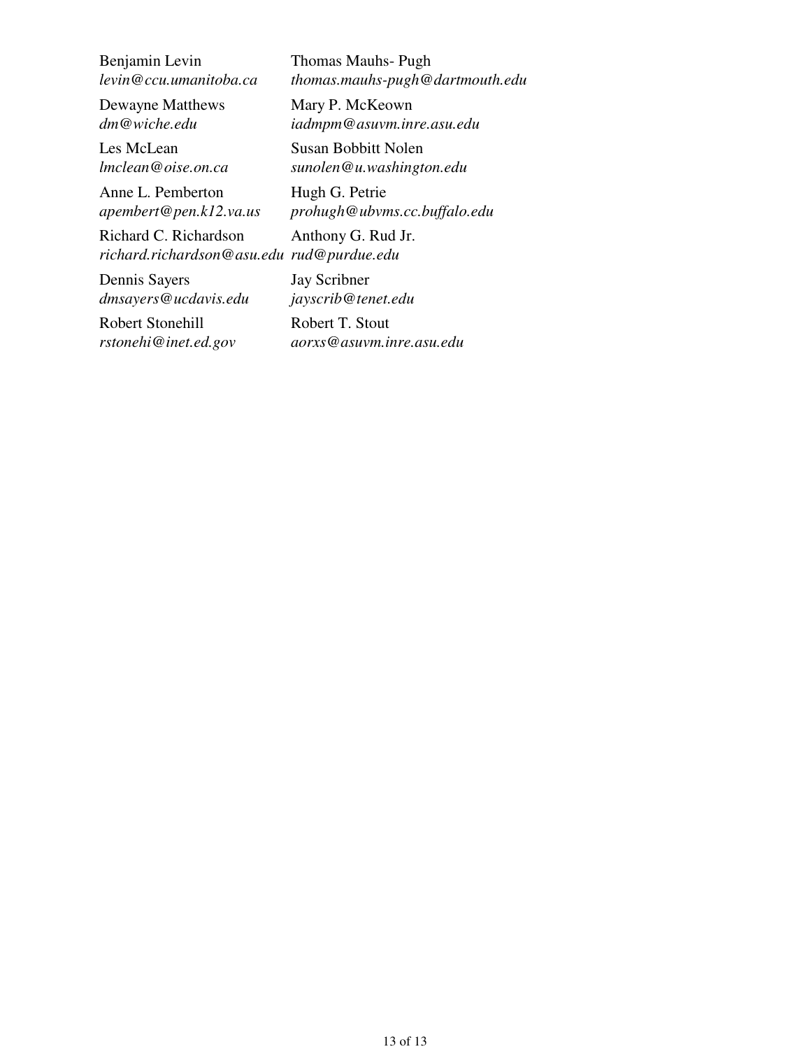Benjamin Levin
*levin@ccu.umanitoba.ca*

Thomas Mauhs- Pugh
*thomas.mauhs-pugh@dartmouth.edu*

Dewayne Matthews
*dm@wiche.edu*

Mary P. McKeown
*iadmpm@asuvm.inre.asu.edu*

Les McLean
*lmclean@oise.on.ca*

Susan Bobbitt Nolen
*sunolen@u.washington.edu*

Anne L. Pemberton
*apembert@pen.k12.va.us*

Hugh G. Petrie
*prohugh@ubvms.cc.buffalo.edu*

Richard C. Richardson
*richard.richardson@asu.edu*

Anthony G. Rud Jr.
*rud@purdue.edu*

Dennis Sayers
*dmsayers@ucdavis.edu*

Jay Scribner
*jayscrib@tenet.edu*

Robert Stonehill
*rstonehi@inet.ed.gov*

Robert T. Stout
*aorxs@asuvm.inre.asu.edu*